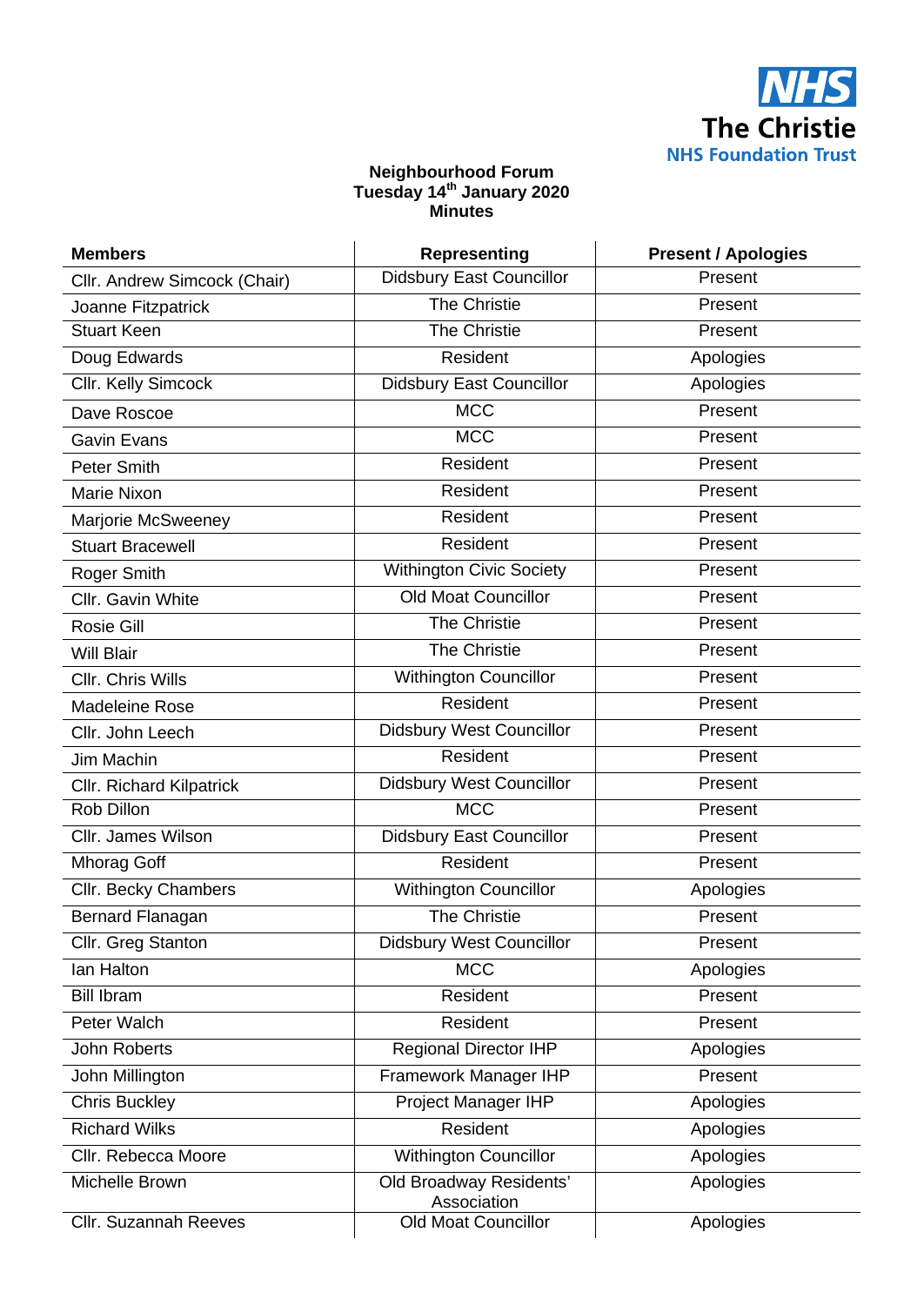**NHS**
**The Christie**
**NHS Foundation Trust**

**Neighbourhood Forum**
**Tuesday 14th January 2020**
**Minutes**

| Members | Representing | Present / Apologies |
|---|---|---|
| Cllr. Andrew Simcock (Chair) | Didsbury East Councillor | Present |
| Joanne Fitzpatrick | The Christie | Present |
| Stuart Keen | The Christie | Present |
| Doug Edwards | Resident | Apologies |
| Cllr. Kelly Simcock | Didsbury East Councillor | Apologies |
| Dave Roscoe | MCC | Present |
| Gavin Evans | MCC | Present |
| Peter Smith | Resident | Present |
| Marie Nixon | Resident | Present |
| Marjorie McSweeney | Resident | Present |
| Stuart Bracewell | Resident | Present |
| Roger Smith | Withington Civic Society | Present |
| Cllr. Gavin White | Old Moat Councillor | Present |
| Rosie Gill | The Christie | Present |
| Will Blair | The Christie | Present |
| Cllr. Chris Wills | Withington Councillor | Present |
| Madeleine Rose | Resident | Present |
| Cllr. John Leech | Didsbury West Councillor | Present |
| Jim Machin | Resident | Present |
| Cllr. Richard Kilpatrick | Didsbury West Councillor | Present |
| Rob Dillon | MCC | Present |
| Cllr. James Wilson | Didsbury East Councillor | Present |
| Mhorag Goff | Resident | Present |
| Cllr. Becky Chambers | Withington Councillor | Apologies |
| Bernard Flanagan | The Christie | Present |
| Cllr. Greg Stanton | Didsbury West Councillor | Present |
| Ian Halton | MCC | Apologies |
| Bill Ibram | Resident | Present |
| Peter Walch | Resident | Present |
| John Roberts | Regional Director IHP | Apologies |
| John Millington | Framework Manager IHP | Present |
| Chris Buckley | Project Manager IHP | Apologies |
| Richard Wilks | Resident | Apologies |
| Cllr. Rebecca Moore | Withington Councillor | Apologies |
| Michelle Brown | Old Broadway Residents' Association | Apologies |
| Cllr. Suzannah Reeves | Old Moat Councillor | Apologies |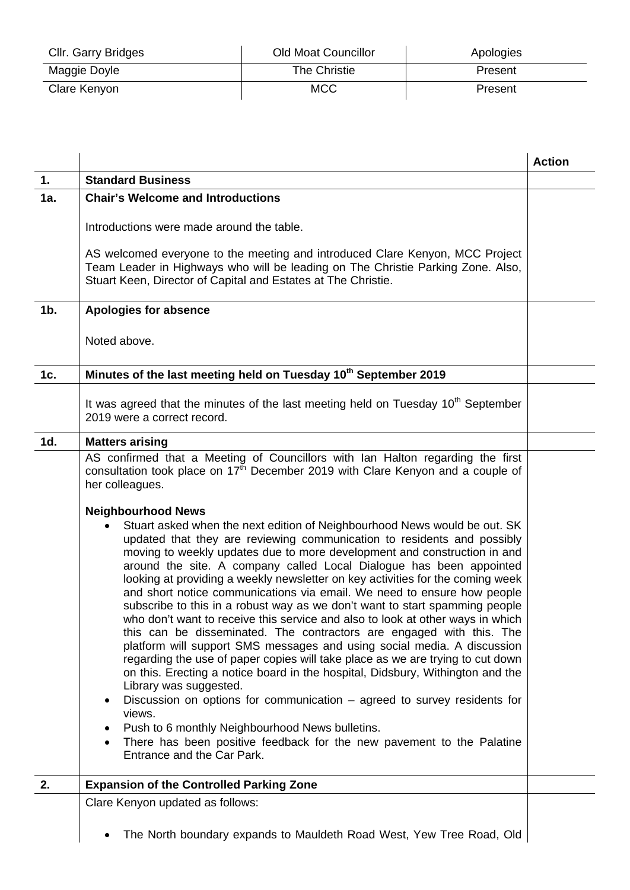| Cllr. Garry Bridges | Old Moat Councillor | Apologies |
|---|---|---|
| Maggie Doyle | The Christie | Present |
| Clare Kenyon | MCC | Present |

| | | Action |
|---|---|---|
| **1.** | **Standard Business** | |
| **1a.** | **Chair's Welcome and Introductions**<br><br>Introductions were made around the table.<br><br>AS welcomed everyone to the meeting and introduced Clare Kenyon, MCC Project Team Leader in Highways who will be leading on The Christie Parking Zone. Also, Stuart Keen, Director of Capital and Estates at The Christie. | |
| **1b.** | **Apologies for absence**<br><br>Noted above. | |
| **1c.** | **Minutes of the last meeting held on Tuesday 10th September 2019** | |
| | It was agreed that the minutes of the last meeting held on Tuesday 10th September 2019 were a correct record. | |
| **1d.** | **Matters arising** | |
| | AS confirmed that a Meeting of Councillors with Ian Halton regarding the first consultation took place on 17th December 2019 with Clare Kenyon and a couple of her colleagues.<br><br>**Neighbourhood News**<br>• Stuart asked when the next edition of Neighbourhood News would be out. SK updated that they are reviewing communication to residents and possibly moving to weekly updates due to more development and construction in and around the site. A company called Local Dialogue has been appointed looking at providing a weekly newsletter on key activities for the coming week and short notice communications via email. We need to ensure how people subscribe to this in a robust way as we don't want to start spamming people who don't want to receive this service and also to look at other ways in which this can be disseminated. The contractors are engaged with this. The platform will support SMS messages and using social media. A discussion regarding the use of paper copies will take place as we are trying to cut down on this. Erecting a notice board in the hospital, Didsbury, Withington and the Library was suggested.<br>• Discussion on options for communication – agreed to survey residents for views.<br>• Push to 6 monthly Neighbourhood News bulletins.<br>• There has been positive feedback for the new pavement to the Palatine Entrance and the Car Park. | |
| **2.** | **Expansion of the Controlled Parking Zone** | |
| | Clare Kenyon updated as follows:<br><br>• The North boundary expands to Mauldeth Road West, Yew Tree Road, Old | |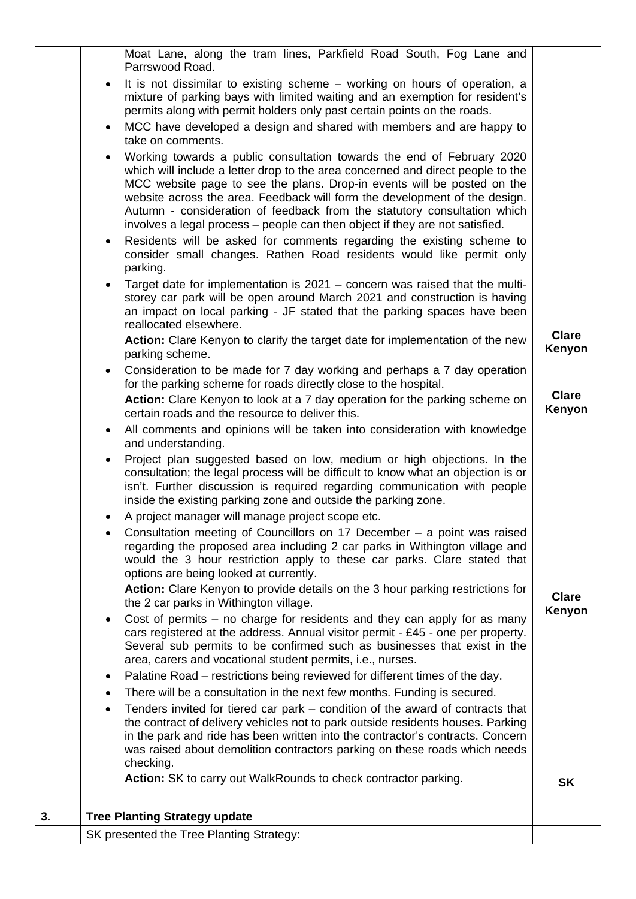| | | |
|---|---|---|
| | Moat Lane, along the tram lines, Parkfield Road South, Fog Lane and Parrswood Road.<br>• It is not dissimilar to existing scheme – working on hours of operation, a mixture of parking bays with limited waiting and an exemption for resident's permits along with permit holders only past certain points on the roads.<br>• MCC have developed a design and shared with members and are happy to take on comments.<br>• Working towards a public consultation towards the end of February 2020 which will include a letter drop to the area concerned and direct people to the MCC website page to see the plans. Drop-in events will be posted on the website across the area. Feedback will form the development of the design. Autumn - consideration of feedback from the statutory consultation which involves a legal process – people can then object if they are not satisfied.<br>• Residents will be asked for comments regarding the existing scheme to consider small changes. Rathen Road residents would like permit only parking.<br>• Target date for implementation is 2021 – concern was raised that the multi-storey car park will be open around March 2021 and construction is having an impact on local parking - JF stated that the parking spaces have been reallocated elsewhere.<br>**Action:** Clare Kenyon to clarify the target date for implementation of the new parking scheme. | **Clare Kenyon** |
| | • Consideration to be made for 7 day working and perhaps a 7 day operation for the parking scheme for roads directly close to the hospital.<br>**Action:** Clare Kenyon to look at a 7 day operation for the parking scheme on certain roads and the resource to deliver this. | **Clare Kenyon** |
| | • All comments and opinions will be taken into consideration with knowledge and understanding.<br>• Project plan suggested based on low, medium or high objections. In the consultation; the legal process will be difficult to know what an objection is or isn't. Further discussion is required regarding communication with people inside the existing parking zone and outside the parking zone.<br>• A project manager will manage project scope etc.<br>• Consultation meeting of Councillors on 17 December – a point was raised regarding the proposed area including 2 car parks in Withington village and would the 3 hour restriction apply to these car parks. Clare stated that options are being looked at currently.<br>**Action:** Clare Kenyon to provide details on the 3 hour parking restrictions for the 2 car parks in Withington village. | **Clare Kenyon** |
| | • Cost of permits – no charge for residents and they can apply for as many cars registered at the address. Annual visitor permit - £45 - one per property. Several sub permits to be confirmed such as businesses that exist in the area, carers and vocational student permits, i.e., nurses.<br>• Palatine Road – restrictions being reviewed for different times of the day.<br>• There will be a consultation in the next few months. Funding is secured.<br>• Tenders invited for tiered car park – condition of the award of contracts that the contract of delivery vehicles not to park outside residents houses. Parking in the park and ride has been written into the contractor's contracts. Concern was raised about demolition contractors parking on these roads which needs checking.<br>**Action:** SK to carry out WalkRounds to check contractor parking. | **SK** |
| **3.** | **Tree Planting Strategy update** | |
| | SK presented the Tree Planting Strategy: | |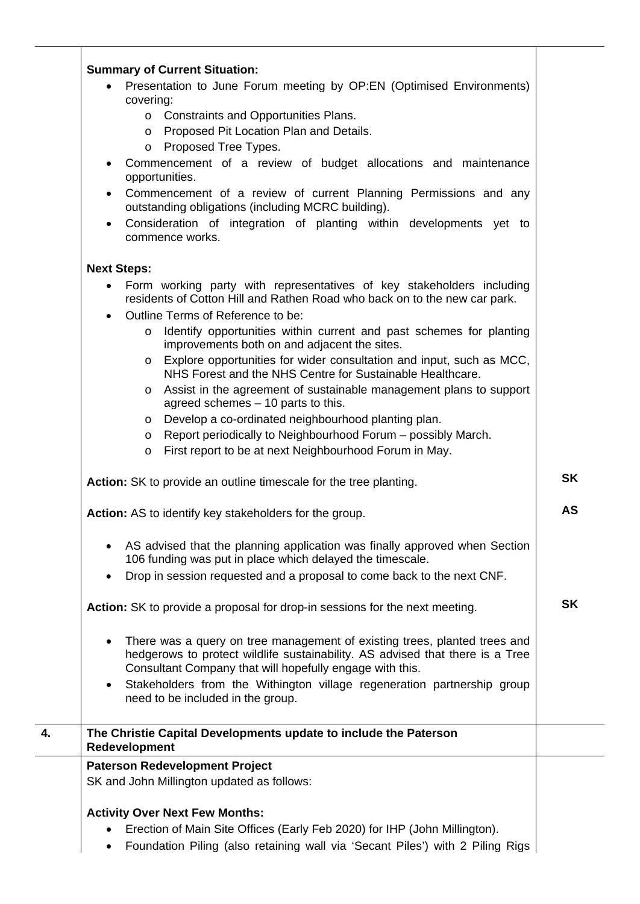**Summary of Current Situation:**

- Presentation to June Forum meeting by OP:EN (Optimised Environments) covering:
  - Constraints and Opportunities Plans.
  - Proposed Pit Location Plan and Details.
  - Proposed Tree Types.
- Commencement of a review of budget allocations and maintenance opportunities.
- Commencement of a review of current Planning Permissions and any outstanding obligations (including MCRC building).
- Consideration of integration of planting within developments yet to commence works.

**Next Steps:**

- Form working party with representatives of key stakeholders including residents of Cotton Hill and Rathen Road who back on to the new car park.
- Outline Terms of Reference to be:
  - Identify opportunities within current and past schemes for planting improvements both on and adjacent the sites.
  - Explore opportunities for wider consultation and input, such as MCC, NHS Forest and the NHS Centre for Sustainable Healthcare.
  - Assist in the agreement of sustainable management plans to support agreed schemes – 10 parts to this.
  - Develop a co-ordinated neighbourhood planting plan.
  - Report periodically to Neighbourhood Forum – possibly March.
  - First report to be at next Neighbourhood Forum in May.

**Action:** SK to provide an outline timescale for the tree planting. — **SK**

**Action:** AS to identify key stakeholders for the group. — **AS**

- AS advised that the planning application was finally approved when Section 106 funding was put in place which delayed the timescale.
- Drop in session requested and a proposal to come back to the next CNF.

**Action:** SK to provide a proposal for drop-in sessions for the next meeting. — **SK**

- There was a query on tree management of existing trees, planted trees and hedgerows to protect wildlife sustainability. AS advised that there is a Tree Consultant Company that will hopefully engage with this.
- Stakeholders from the Withington village regeneration partnership group need to be included in the group.

## 4. The Christie Capital Developments update to include the Paterson Redevelopment

**Paterson Redevelopment Project**

SK and John Millington updated as follows:

**Activity Over Next Few Months:**

- Erection of Main Site Offices (Early Feb 2020) for IHP (John Millington).
- Foundation Piling (also retaining wall via 'Secant Piles') with 2 Piling Rigs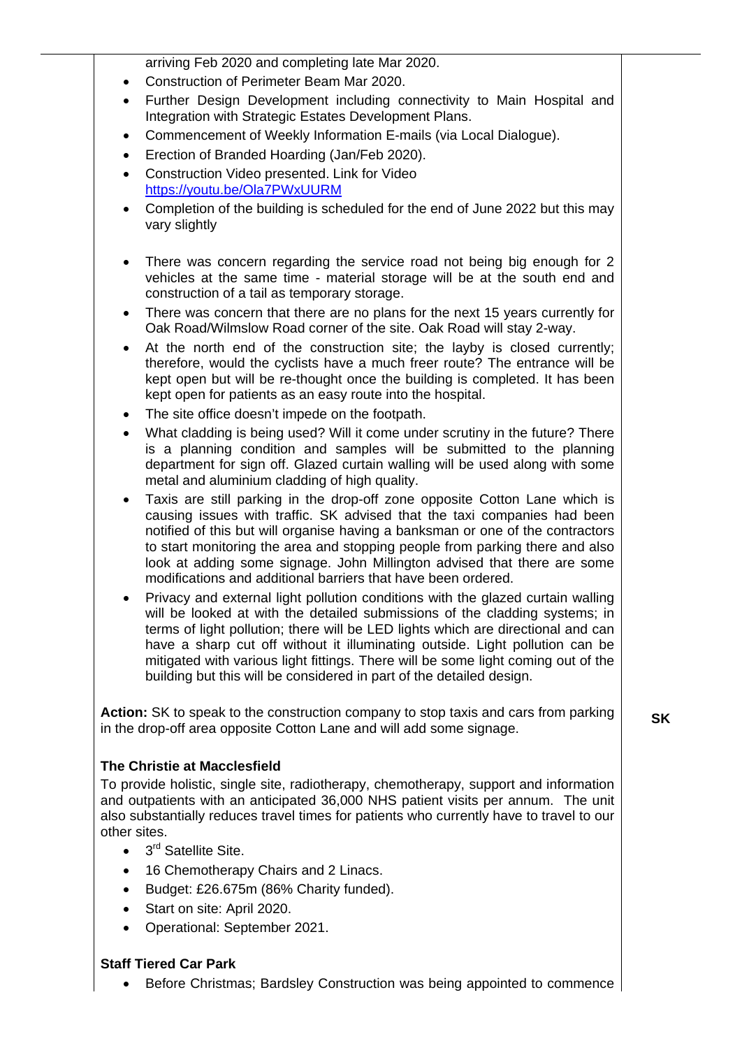arriving Feb 2020 and completing late Mar 2020.

- Construction of Perimeter Beam Mar 2020.
- Further Design Development including connectivity to Main Hospital and Integration with Strategic Estates Development Plans.
- Commencement of Weekly Information E-mails (via Local Dialogue).
- Erection of Branded Hoarding (Jan/Feb 2020).
- Construction Video presented. Link for Video https://youtu.be/Ola7PWxUURM
- Completion of the building is scheduled for the end of June 2022 but this may vary slightly

- There was concern regarding the service road not being big enough for 2 vehicles at the same time - material storage will be at the south end and construction of a tail as temporary storage.
- There was concern that there are no plans for the next 15 years currently for Oak Road/Wilmslow Road corner of the site. Oak Road will stay 2-way.
- At the north end of the construction site; the layby is closed currently; therefore, would the cyclists have a much freer route? The entrance will be kept open but will be re-thought once the building is completed. It has been kept open for patients as an easy route into the hospital.
- The site office doesn't impede on the footpath.
- What cladding is being used? Will it come under scrutiny in the future? There is a planning condition and samples will be submitted to the planning department for sign off. Glazed curtain walling will be used along with some metal and aluminium cladding of high quality.
- Taxis are still parking in the drop-off zone opposite Cotton Lane which is causing issues with traffic. SK advised that the taxi companies had been notified of this but will organise having a banksman or one of the contractors to start monitoring the area and stopping people from parking there and also look at adding some signage. John Millington advised that there are some modifications and additional barriers that have been ordered.
- Privacy and external light pollution conditions with the glazed curtain walling will be looked at with the detailed submissions of the cladding systems; in terms of light pollution; there will be LED lights which are directional and can have a sharp cut off without it illuminating outside. Light pollution can be mitigated with various light fittings. There will be some light coming out of the building but this will be considered in part of the detailed design.

**Action:** SK to speak to the construction company to stop taxis and cars from parking in the drop-off area opposite Cotton Lane and will add some signage. **SK**

**The Christie at Macclesfield**

To provide holistic, single site, radiotherapy, chemotherapy, support and information and outpatients with an anticipated 36,000 NHS patient visits per annum. The unit also substantially reduces travel times for patients who currently have to travel to our other sites.

- 3rd Satellite Site.
- 16 Chemotherapy Chairs and 2 Linacs.
- Budget: £26.675m (86% Charity funded).
- Start on site: April 2020.
- Operational: September 2021.

**Staff Tiered Car Park**

- Before Christmas; Bardsley Construction was being appointed to commence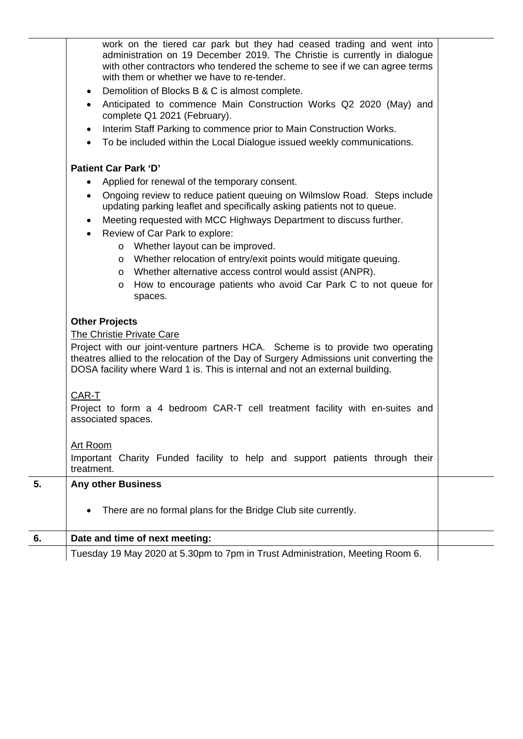| | | |
|---|---|---|
| | work on the tiered car park but they had ceased trading and went into administration on 19 December 2019. The Christie is currently in dialogue with other contractors who tendered the scheme to see if we can agree terms with them or whether we have to re-tender.<br>• Demolition of Blocks B & C is almost complete.<br>• Anticipated to commence Main Construction Works Q2 2020 (May) and complete Q1 2021 (February).<br>• Interim Staff Parking to commence prior to Main Construction Works.<br>• To be included within the Local Dialogue issued weekly communications.<br><br>**Patient Car Park 'D'**<br>• Applied for renewal of the temporary consent.<br>• Ongoing review to reduce patient queuing on Wilmslow Road. Steps include updating parking leaflet and specifically asking patients not to queue.<br>• Meeting requested with MCC Highways Department to discuss further.<br>• Review of Car Park to explore:<br>  o Whether layout can be improved.<br>  o Whether relocation of entry/exit points would mitigate queuing.<br>  o Whether alternative access control would assist (ANPR).<br>  o How to encourage patients who avoid Car Park C to not queue for spaces.<br><br>**Other Projects**<br>The Christie Private Care<br>Project with our joint-venture partners HCA. Scheme is to provide two operating theatres allied to the relocation of the Day of Surgery Admissions unit converting the DOSA facility where Ward 1 is. This is internal and not an external building.<br><br>CAR-T<br>Project to form a 4 bedroom CAR-T cell treatment facility with en-suites and associated spaces.<br><br>Art Room<br>Important Charity Funded facility to help and support patients through their treatment. | |
| **5.** | **Any other Business**<br><br>• There are no formal plans for the Bridge Club site currently. | |
| **6.** | **Date and time of next meeting:** | |
| | Tuesday 19 May 2020 at 5.30pm to 7pm in Trust Administration, Meeting Room 6. | |